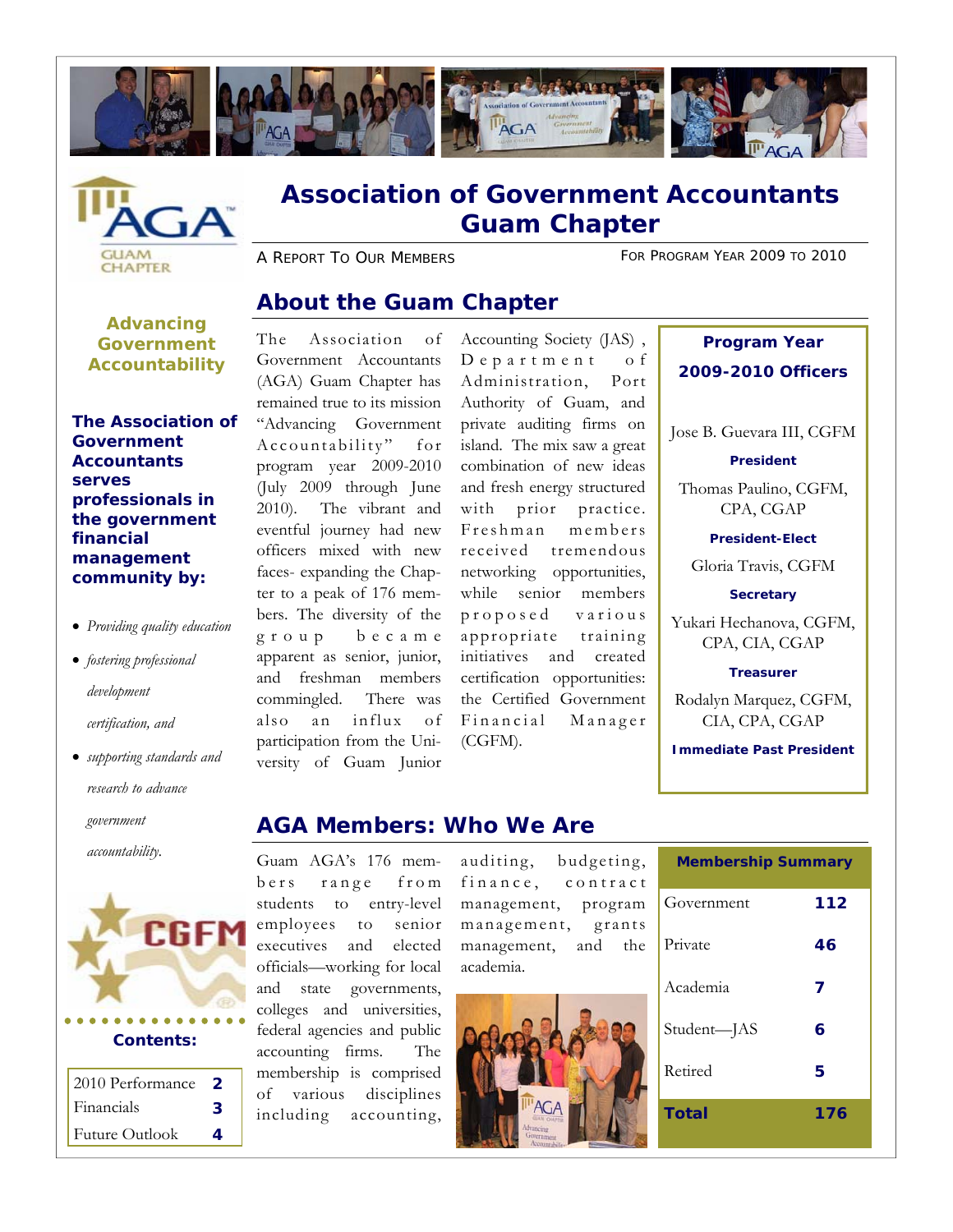# Association of Government Accountants Guam Chapter

A REPORT TO OUR MEMBERS — FOR PROGRAM YEAR 2009 TO 2010

**Advancing Government Accountability**

**The Association of Government Accountants serves professionals in the government financial management community by:**

- *Providing quality education*
- *fostering professional development certification, and*
- *supporting standards and research to advance government accountability.*

**Contents:**

| | |
|---|---|
| 2010 Performance | 2 |
| Financials | 3 |
| Future Outlook | 4 |

## About the Guam Chapter

The Association of Government Accountants (AGA) Guam Chapter has remained true to its mission "Advancing Government Accountability" for program year 2009-2010 (July 2009 through June 2010). The vibrant and eventful journey had new officers mixed with new faces- expanding the Chapter to a peak of 176 members. The diversity of the group became apparent as senior, junior, and freshman members commingled. There was also an influx of participation from the University of Guam Junior Accounting Society (JAS), Department of Administration, Port Authority of Guam, and private auditing firms on island. The mix saw a great combination of new ideas and fresh energy structured with prior practice. Freshman members received tremendous networking opportunities, while senior members proposed various appropriate training initiatives and created certification opportunities: the Certified Government Financial Manager (CGFM).

### Program Year 2009-2010 Officers

Jose B. Guevara III, CGFM
**President**

Thomas Paulino, CGFM, CPA, CGAP
**President-Elect**

Gloria Travis, CGFM
**Secretary**

Yukari Hechanova, CGFM, CPA, CIA, CGAP
**Treasurer**

Rodalyn Marquez, CGFM, CIA, CPA, CGAP
**Immediate Past President**

## AGA Members: Who We Are

Guam AGA's 176 members range from students to entry-level employees to senior executives and elected officials—working for local and state governments, colleges and universities, federal agencies and public accounting firms. The membership is comprised of various disciplines including accounting, auditing, budgeting, finance, contract management, program management, grants management, and the academia.

| Membership Summary | |
|---|---|
| Government | 112 |
| Private | 46 |
| Academia | 7 |
| Student—JAS | 6 |
| Retired | 5 |
| **Total** | **176** |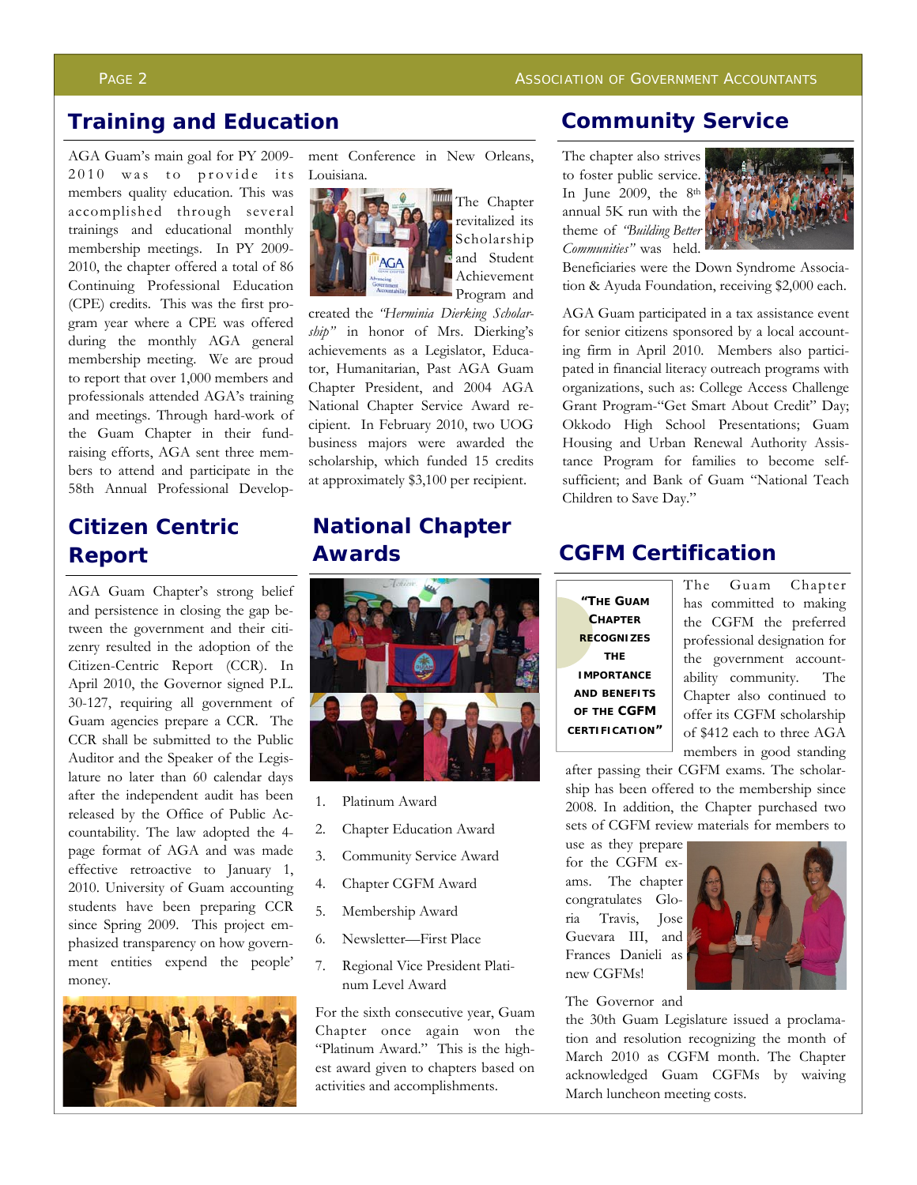## Training and Education

AGA Guam's main goal for PY 2009-2010 was to provide its members quality education. This was accomplished through several trainings and educational monthly membership meetings. In PY 2009-2010, the chapter offered a total of 86 Continuing Professional Education (CPE) credits. This was the first program year where a CPE was offered during the monthly AGA general membership meeting. We are proud to report that over 1,000 members and professionals attended AGA's training and meetings. Through hard-work of the Guam Chapter in their fund-raising efforts, AGA sent three members to attend and participate in the 58th Annual Professional Development Conference in New Orleans, Louisiana.

The Chapter revitalized its Scholarship and Student Achievement Program and created the *"Herminia Dierking Scholarship"* in honor of Mrs. Dierking's achievements as a Legislator, Educator, Humanitarian, Past AGA Guam Chapter President, and 2004 AGA National Chapter Service Award recipient. In February 2010, two UOG business majors were awarded the scholarship, which funded 15 credits at approximately $3,100 per recipient.

## Community Service

The chapter also strives to foster public service. In June 2009, the 8th annual 5K run with the theme of *"Building Better Communities"* was held. Beneficiaries were the Down Syndrome Association & Ayuda Foundation, receiving $2,000 each.

AGA Guam participated in a tax assistance event for senior citizens sponsored by a local accounting firm in April 2010. Members also participated in financial literacy outreach programs with organizations, such as: College Access Challenge Grant Program-"Get Smart About Credit" Day; Okkodo High School Presentations; Guam Housing and Urban Renewal Authority Assistance Program for families to become self-sufficient; and Bank of Guam "National Teach Children to Save Day."

## Citizen Centric Report

AGA Guam Chapter's strong belief and persistence in closing the gap between the government and their citizenry resulted in the adoption of the Citizen-Centric Report (CCR). In April 2010, the Governor signed P.L. 30-127, requiring all government of Guam agencies prepare a CCR. The CCR shall be submitted to the Public Auditor and the Speaker of the Legislature no later than 60 calendar days after the independent audit has been released by the Office of Public Accountability. The law adopted the 4-page format of AGA and was made effective retroactive to January 1, 2010. University of Guam accounting students have been preparing CCR since Spring 2009. This project emphasized transparency on how government entities expend the people' money.

## National Chapter Awards

1. Platinum Award
2. Chapter Education Award
3. Community Service Award
4. Chapter CGFM Award
5. Membership Award
6. Newsletter—First Place
7. Regional Vice President Platinum Level Award

For the sixth consecutive year, Guam Chapter once again won the "Platinum Award." This is the highest award given to chapters based on activities and accomplishments.

## CGFM Certification

**"The Guam Chapter recognizes the importance and benefits of the CGFM certification"**

The Guam Chapter has committed to making the CGFM the preferred professional designation for the government accountability community. The Chapter also continued to offer its CGFM scholarship of $412 each to three AGA members in good standing after passing their CGFM exams. The scholarship has been offered to the membership since 2008. In addition, the Chapter purchased two sets of CGFM review materials for members to use as they prepare for the CGFM exams. The chapter congratulates Gloria Travis, Jose Guevara III, and Frances Danieli as new CGFMs!

The Governor and the 30th Guam Legislature issued a proclamation and resolution recognizing the month of March 2010 as CGFM month. The Chapter acknowledged Guam CGFMs by waiving March luncheon meeting costs.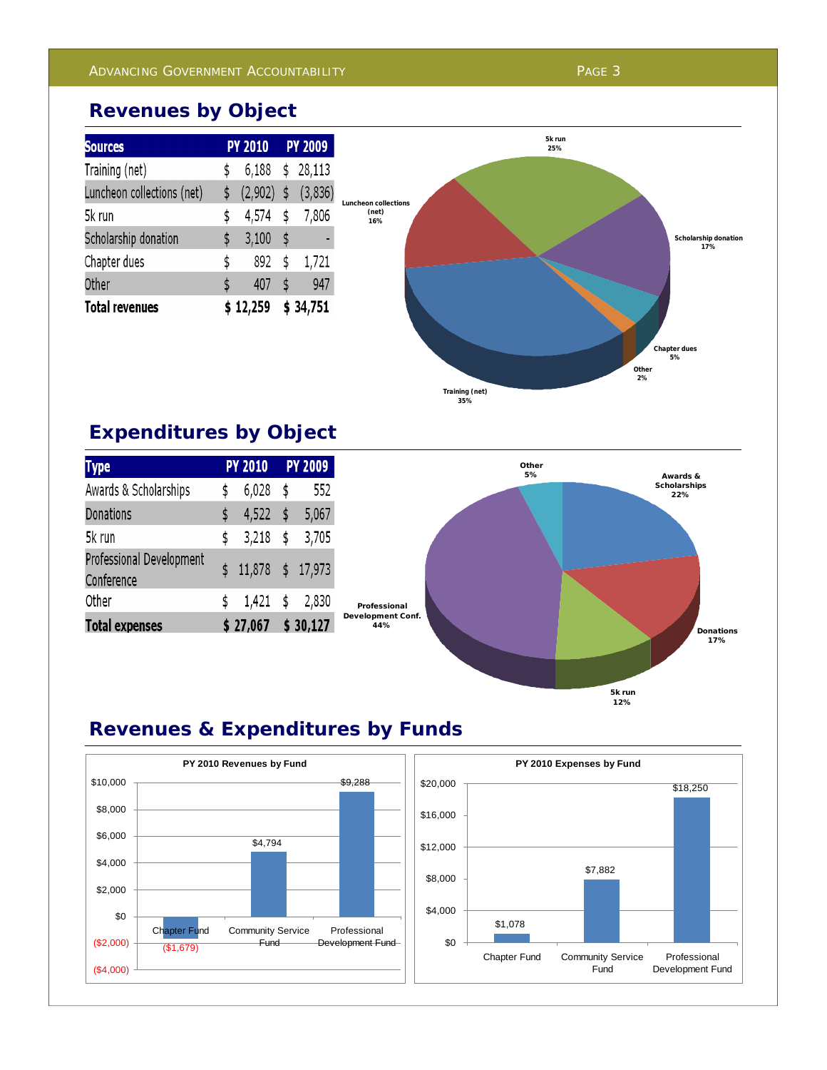## Revenues by Object

| Sources | PY 2010 | PY 2009 |
|---|---|---|
| Training (net) | $ 6,188 | $ 28,113 |
| Luncheon collections (net) | $ (2,902) | $ (3,836) |
| 5k run | $ 4,574 | $ 7,806 |
| Scholarship donation | $ 3,100 | $ - |
| Chapter dues | $ 892 | $ 1,721 |
| Other | $ 407 | $ 947 |
| **Total revenues** | **$ 12,259** | **$ 34,751** |

5k run 25%
Scholarship donation 17%
Chapter dues 5%
Other 2%
Training (net) 35%
Luncheon collections (net) 16%

## Expenditures by Object

| Type | PY 2010 | PY 2009 |
|---|---|---|
| Awards & Scholarships | $ 6,028 | $ 552 |
| Donations | $ 4,522 | $ 5,067 |
| 5k run | $ 3,218 | $ 3,705 |
| Professional Development Conference | $ 11,878 | $ 17,973 |
| Other | $ 1,421 | $ 2,830 |
| **Total expenses** | **$ 27,067** | **$ 30,127** |

Other 5%
Awards & Scholarships 22%
Donations 17%
5k run 12%
Professional Development Conf. 44%

## Revenues & Expenditures by Funds

PY 2010 Revenues by Fund

$10,000
$8,000
$6,000
$4,000
$2,000
$0
($2,000)
($4,000)

Chapter Fund ($1,679)
Community Service Fund $4,794
Professional Development Fund $9,288

PY 2010 Expenses by Fund

$20,000
$16,000
$12,000
$8,000
$4,000
$0

Chapter Fund $1,078
Community Service Fund $7,882
Professional Development Fund $18,250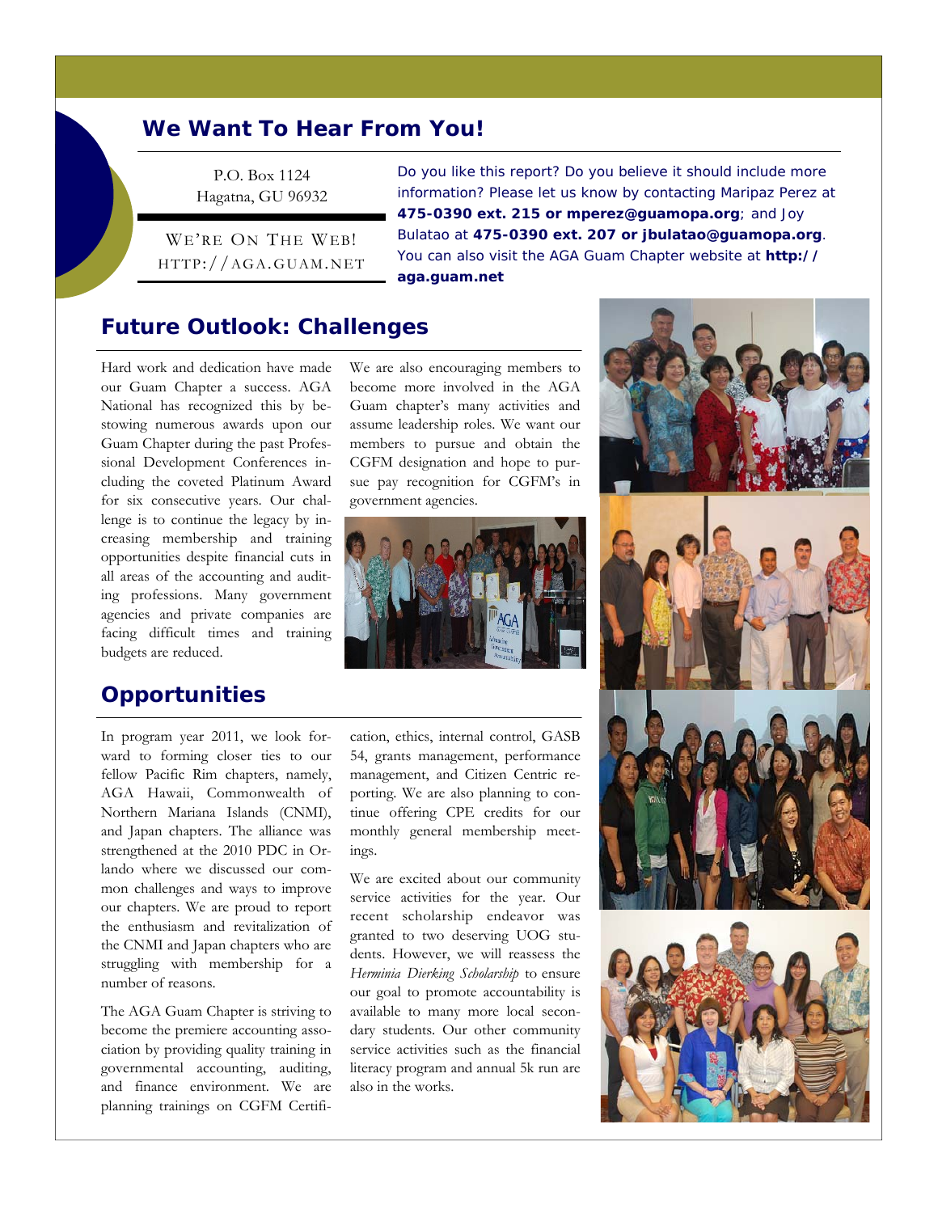## We Want To Hear From You!

P.O. Box 1124
Hagatna, GU 96932

WE'RE ON THE WEB!
HTTP://AGA.GUAM.NET

Do you like this report? Do you believe it should include more information? Please let us know by contacting Maripaz Perez at **475-0390 ext. 215 or mperez@guamopa.org**; and Joy Bulatao at **475-0390 ext. 207 or jbulatao@guamopa.org**. You can also visit the AGA Guam Chapter website at **http://aga.guam.net**

## Future Outlook: Challenges

Hard work and dedication have made our Guam Chapter a success. AGA National has recognized this by bestowing numerous awards upon our Guam Chapter during the past Professional Development Conferences including the coveted Platinum Award for six consecutive years. Our challenge is to continue the legacy by increasing membership and training opportunities despite financial cuts in all areas of the accounting and auditing professions. Many government agencies and private companies are facing difficult times and training budgets are reduced.

We are also encouraging members to become more involved in the AGA Guam chapter's many activities and assume leadership roles. We want our members to pursue and obtain the CGFM designation and hope to pursue pay recognition for CGFM's in government agencies.

## Opportunities

In program year 2011, we look forward to forming closer ties to our fellow Pacific Rim chapters, namely, AGA Hawaii, Commonwealth of Northern Mariana Islands (CNMI), and Japan chapters. The alliance was strengthened at the 2010 PDC in Orlando where we discussed our common challenges and ways to improve our chapters. We are proud to report the enthusiasm and revitalization of the CNMI and Japan chapters who are struggling with membership for a number of reasons.

The AGA Guam Chapter is striving to become the premiere accounting association by providing quality training in governmental accounting, auditing, and finance environment. We are planning trainings on CGFM Certification, ethics, internal control, GASB 54, grants management, performance management, and Citizen Centric reporting. We are also planning to continue offering CPE credits for our monthly general membership meetings.

We are excited about our community service activities for the year. Our recent scholarship endeavor was granted to two deserving UOG students. However, we will reassess the *Herminia Dierking Scholarship* to ensure our goal to promote accountability is available to many more local secondary students. Our other community service activities such as the financial literacy program and annual 5k run are also in the works.